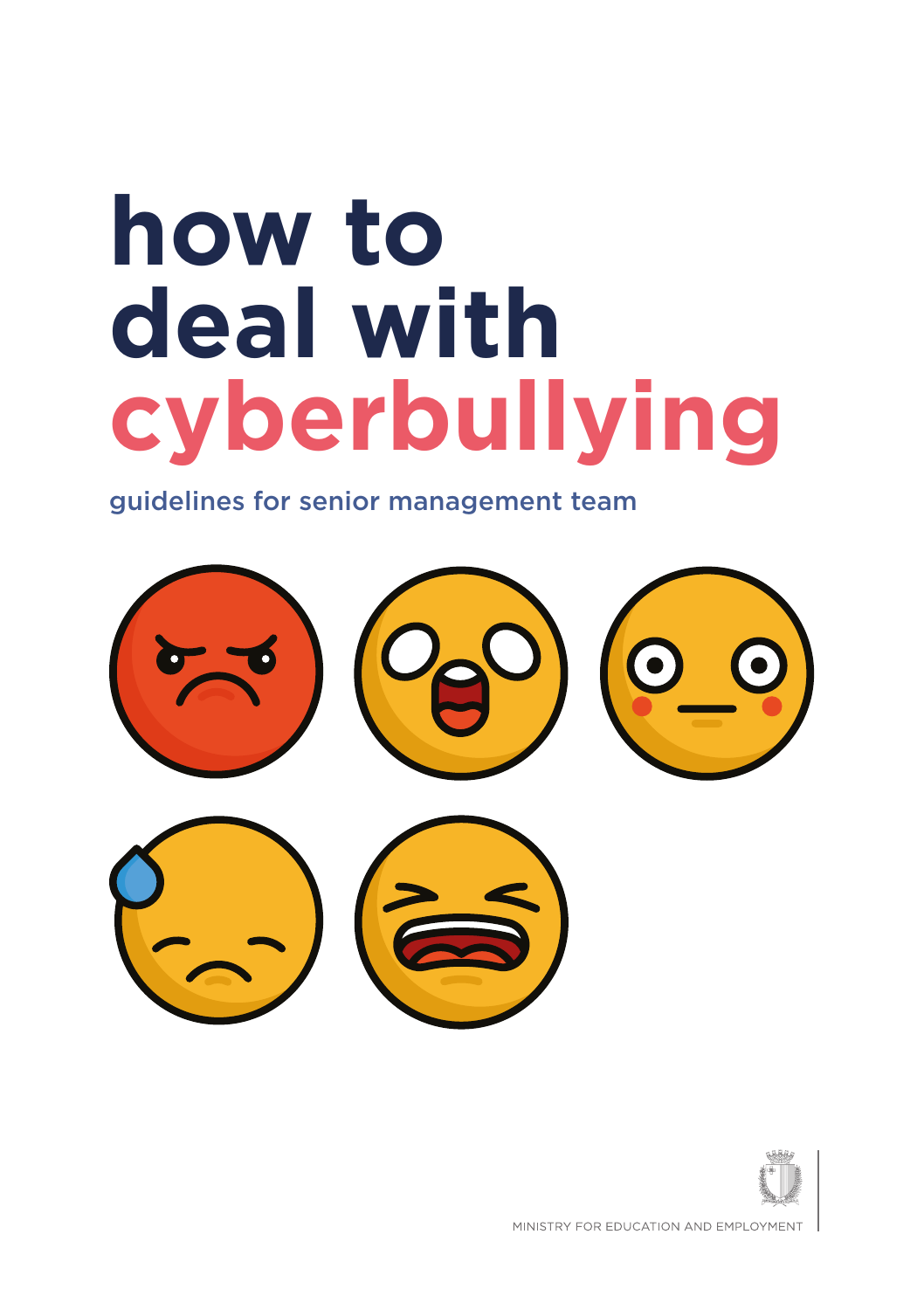# how to deal with cyberbullying

## guidelines for senior management team

MINISTRY FOR EDUCATION AND EMPLOYMENT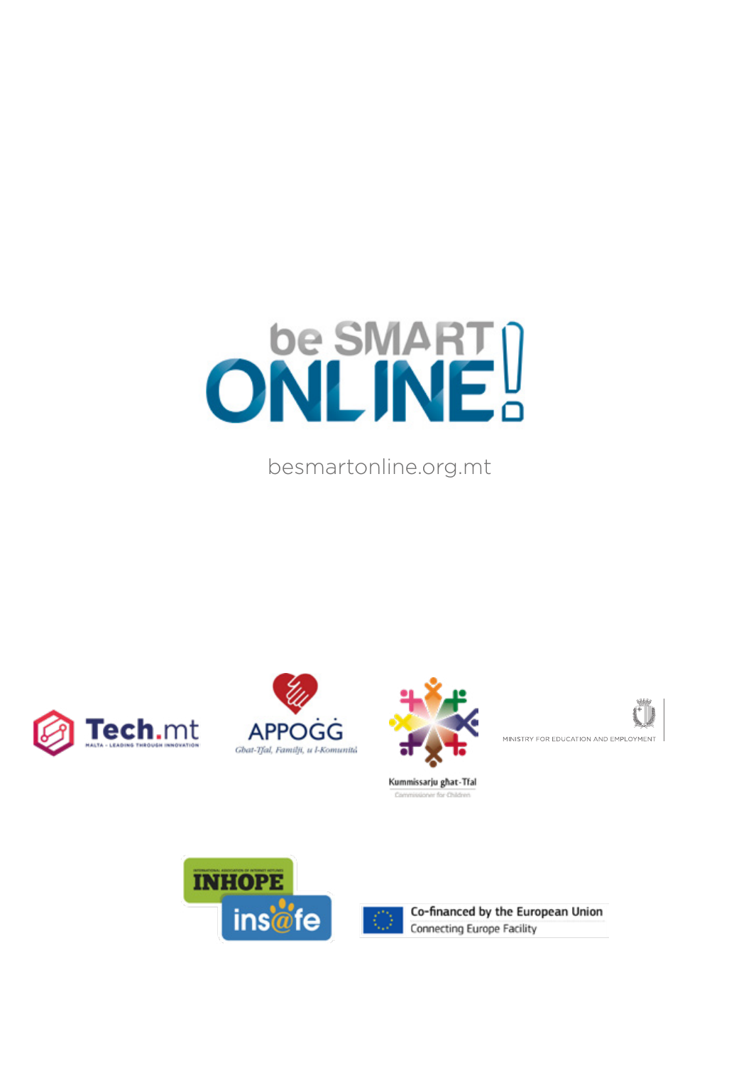be SMART ONLINE!

besmartonline.org.mt

Tech.mt
MALTA - LEADING THROUGH INNOVATION

APPOĠĠ
Għat-Tfal, Familji, u l-Komunità

Kummissarju għat-Tfal
Commissioner for Children

MINISTRY FOR EDUCATION AND EMPLOYMENT

INHOPE

ins@fe

Co-financed by the European Union
Connecting Europe Facility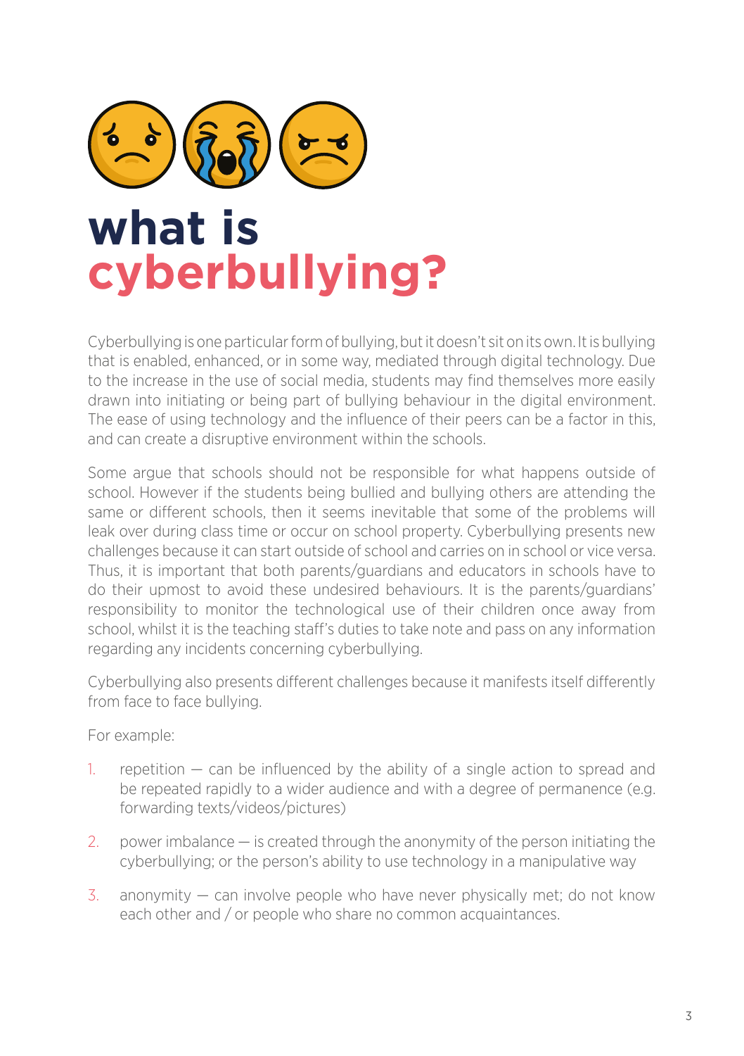# what is cyberbullying?

Cyberbullying is one particular form of bullying, but it doesn't sit on its own. It is bullying that is enabled, enhanced, or in some way, mediated through digital technology. Due to the increase in the use of social media, students may find themselves more easily drawn into initiating or being part of bullying behaviour in the digital environment. The ease of using technology and the influence of their peers can be a factor in this, and can create a disruptive environment within the schools.

Some argue that schools should not be responsible for what happens outside of school. However if the students being bullied and bullying others are attending the same or different schools, then it seems inevitable that some of the problems will leak over during class time or occur on school property. Cyberbullying presents new challenges because it can start outside of school and carries on in school or vice versa. Thus, it is important that both parents/guardians and educators in schools have to do their upmost to avoid these undesired behaviours. It is the parents/guardians' responsibility to monitor the technological use of their children once away from school, whilst it is the teaching staff's duties to take note and pass on any information regarding any incidents concerning cyberbullying.

Cyberbullying also presents different challenges because it manifests itself differently from face to face bullying.

For example:

1. repetition — can be influenced by the ability of a single action to spread and be repeated rapidly to a wider audience and with a degree of permanence (e.g. forwarding texts/videos/pictures)
2. power imbalance — is created through the anonymity of the person initiating the cyberbullying; or the person's ability to use technology in a manipulative way
3. anonymity — can involve people who have never physically met; do not know each other and / or people who share no common acquaintances.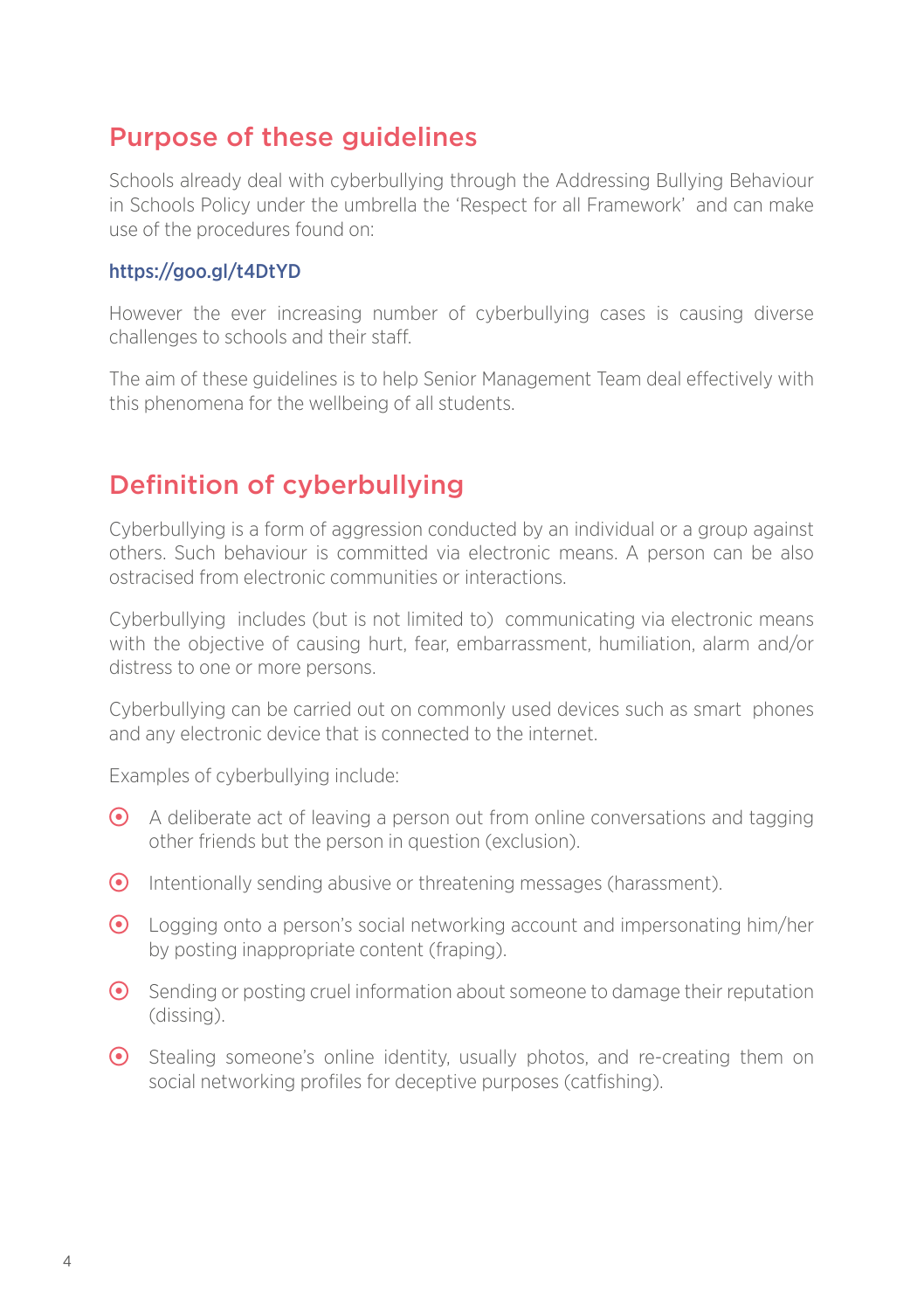## Purpose of these guidelines

Schools already deal with cyberbullying through the Addressing Bullying Behaviour in Schools Policy under the umbrella the 'Respect for all Framework' and can make use of the procedures found on:

https://goo.gl/t4DtYD

However the ever increasing number of cyberbullying cases is causing diverse challenges to schools and their staff.

The aim of these guidelines is to help Senior Management Team deal effectively with this phenomena for the wellbeing of all students.

## Definition of cyberbullying

Cyberbullying is a form of aggression conducted by an individual or a group against others. Such behaviour is committed via electronic means. A person can be also ostracised from electronic communities or interactions.

Cyberbullying includes (but is not limited to) communicating via electronic means with the objective of causing hurt, fear, embarrassment, humiliation, alarm and/or distress to one or more persons.

Cyberbullying can be carried out on commonly used devices such as smart phones and any electronic device that is connected to the internet.

Examples of cyberbullying include:

- A deliberate act of leaving a person out from online conversations and tagging other friends but the person in question (exclusion).
- Intentionally sending abusive or threatening messages (harassment).
- Logging onto a person's social networking account and impersonating him/her by posting inappropriate content (fraping).
- Sending or posting cruel information about someone to damage their reputation (dissing).
- Stealing someone's online identity, usually photos, and re-creating them on social networking profiles for deceptive purposes (catfishing).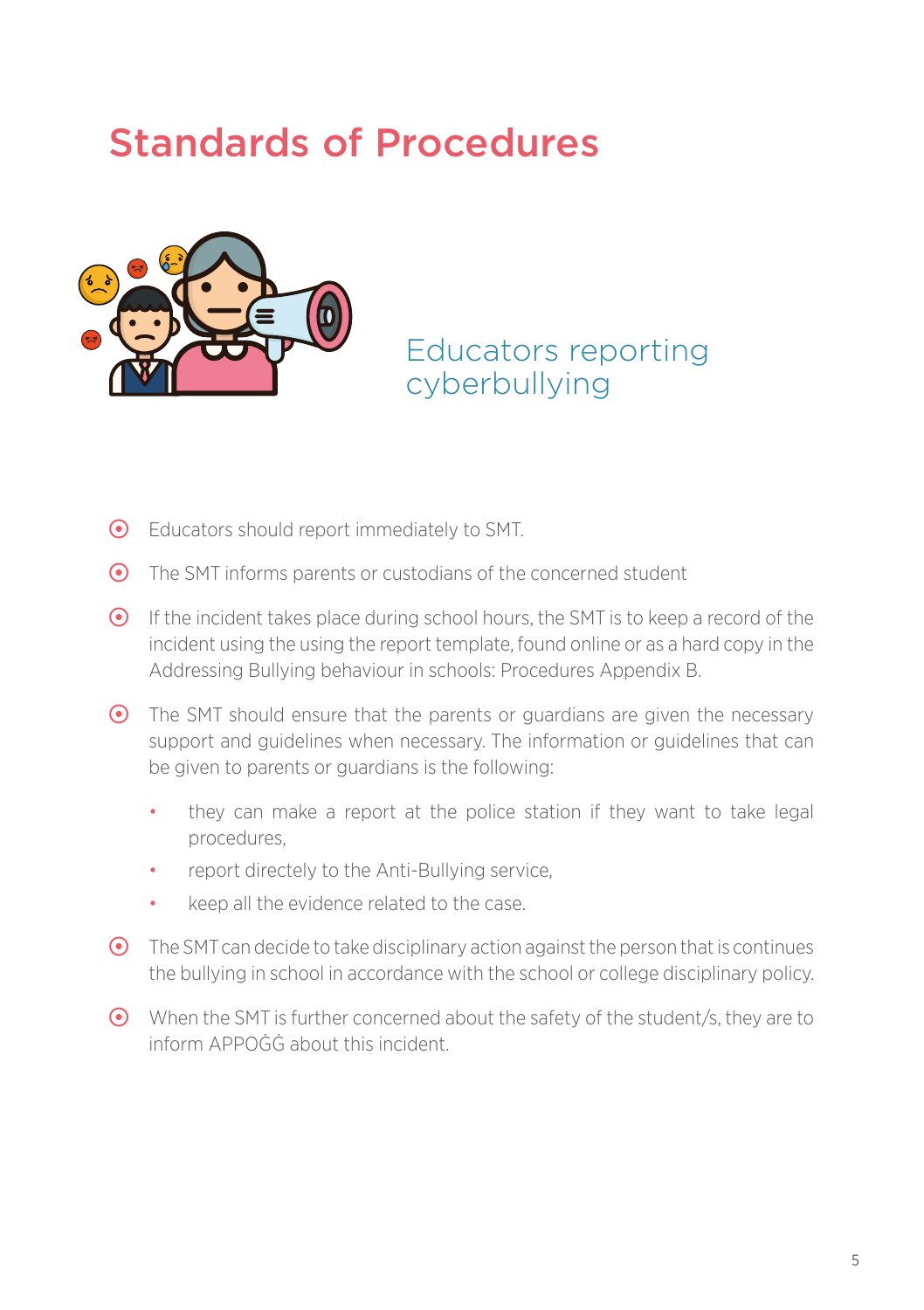# Standards of Procedures

## Educators reporting cyberbullying

- Educators should report immediately to SMT.
- The SMT informs parents or custodians of the concerned student
- If the incident takes place during school hours, the SMT is to keep a record of the incident using the using the report template, found online or as a hard copy in the Addressing Bullying behaviour in schools: Procedures Appendix B.
- The SMT should ensure that the parents or guardians are given the necessary support and guidelines when necessary. The information or guidelines that can be given to parents or guardians is the following:
  - they can make a report at the police station if they want to take legal procedures,
  - report directly to the Anti-Bullying service,
  - keep all the evidence related to the case.
- The SMT can decide to take disciplinary action against the person that is continues the bullying in school in accordance with the school or college disciplinary policy.
- When the SMT is further concerned about the safety of the student/s, they are to inform APPOĠĠ about this incident.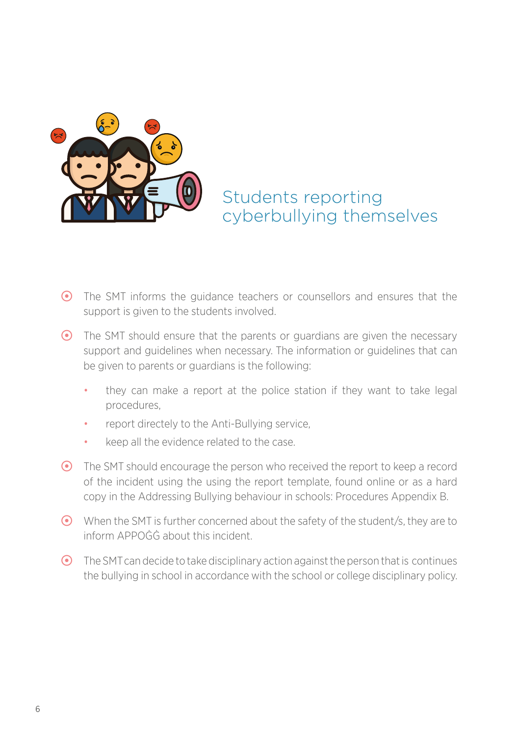## Students reporting cyberbullying themselves

- The SMT informs the guidance teachers or counsellors and ensures that the support is given to the students involved.
- The SMT should ensure that the parents or guardians are given the necessary support and guidelines when necessary. The information or guidelines that can be given to parents or guardians is the following:
  - they can make a report at the police station if they want to take legal procedures,
  - report directly to the Anti-Bullying service,
  - keep all the evidence related to the case.
- The SMT should encourage the person who received the report to keep a record of the incident using the using the report template, found online or as a hard copy in the Addressing Bullying behaviour in schools: Procedures Appendix B.
- When the SMT is further concerned about the safety of the student/s, they are to inform APPOĠĠ about this incident.
- The SMT can decide to take disciplinary action against the person that is continues the bullying in school in accordance with the school or college disciplinary policy.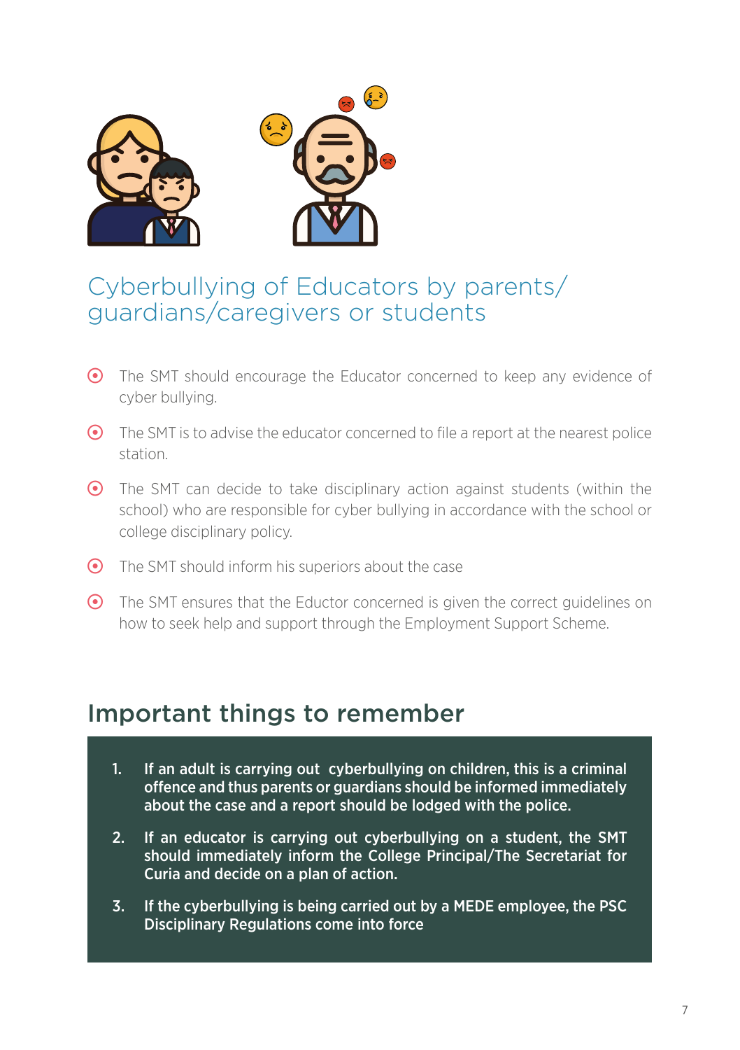## Cyberbullying of Educators by parents/ guardians/caregivers or students

- The SMT should encourage the Educator concerned to keep any evidence of cyber bullying.
- The SMT is to advise the educator concerned to file a report at the nearest police station.
- The SMT can decide to take disciplinary action against students (within the school) who are responsible for cyber bullying in accordance with the school or college disciplinary policy.
- The SMT should inform his superiors about the case
- The SMT ensures that the Eductor concerned is given the correct guidelines on how to seek help and support through the Employment Support Scheme.

## Important things to remember

1. **If an adult is carrying out cyberbullying on children, this is a criminal offence and thus parents or guardians should be informed immediately about the case and a report should be lodged with the police.**
2. **If an educator is carrying out cyberbullying on a student, the SMT should immediately inform the College Principal/The Secretariat for Curia and decide on a plan of action.**
3. **If the cyberbullying is being carried out by a MEDE employee, the PSC Disciplinary Regulations come into force**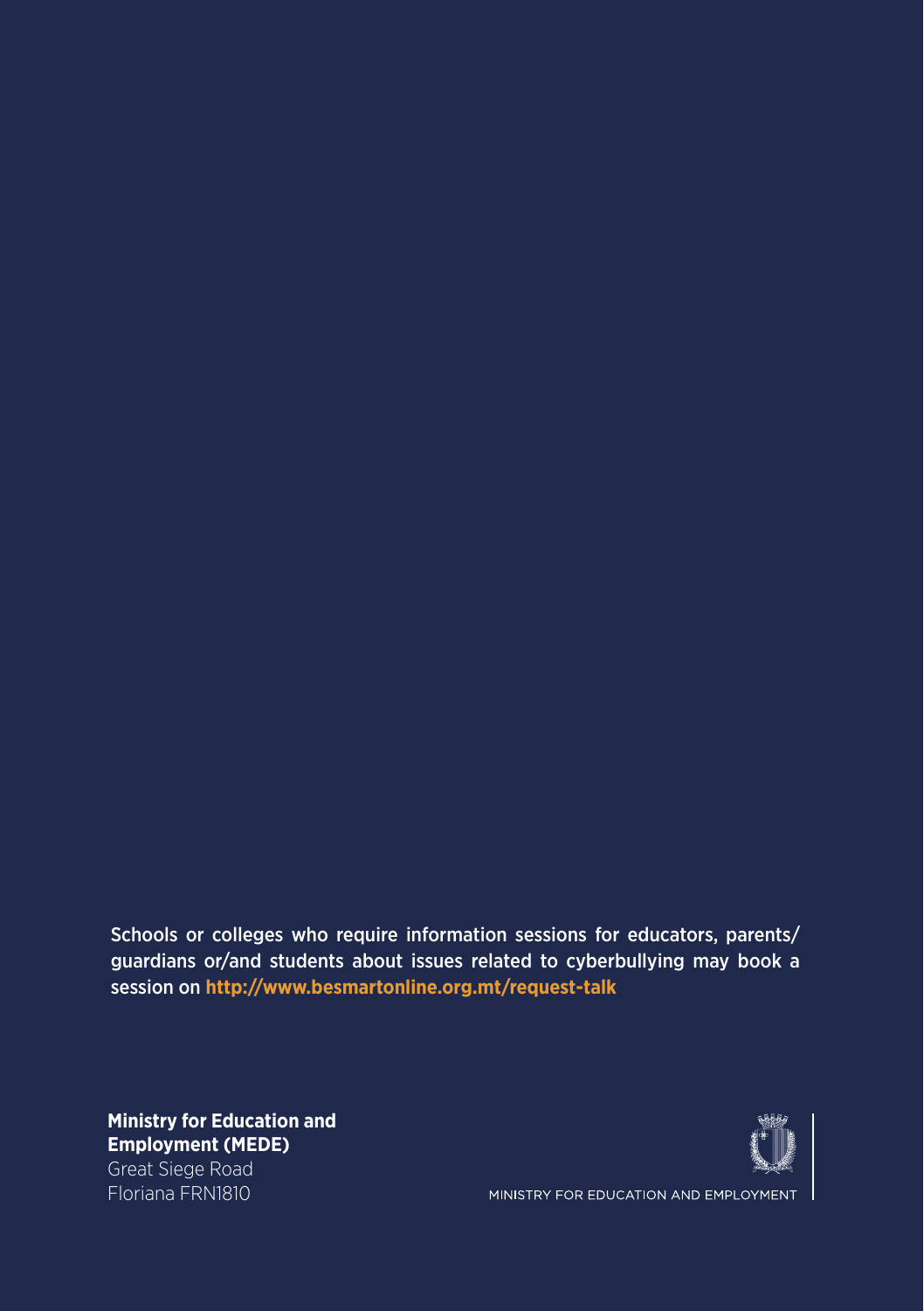Schools or colleges who require information sessions for educators, parents/guardians or/and students about issues related to cyberbullying may book a session on **http://www.besmartonline.org.mt/request-talk**

**Ministry for Education and Employment (MEDE)**
Great Siege Road
Floriana FRN1810

MINISTRY FOR EDUCATION AND EMPLOYMENT